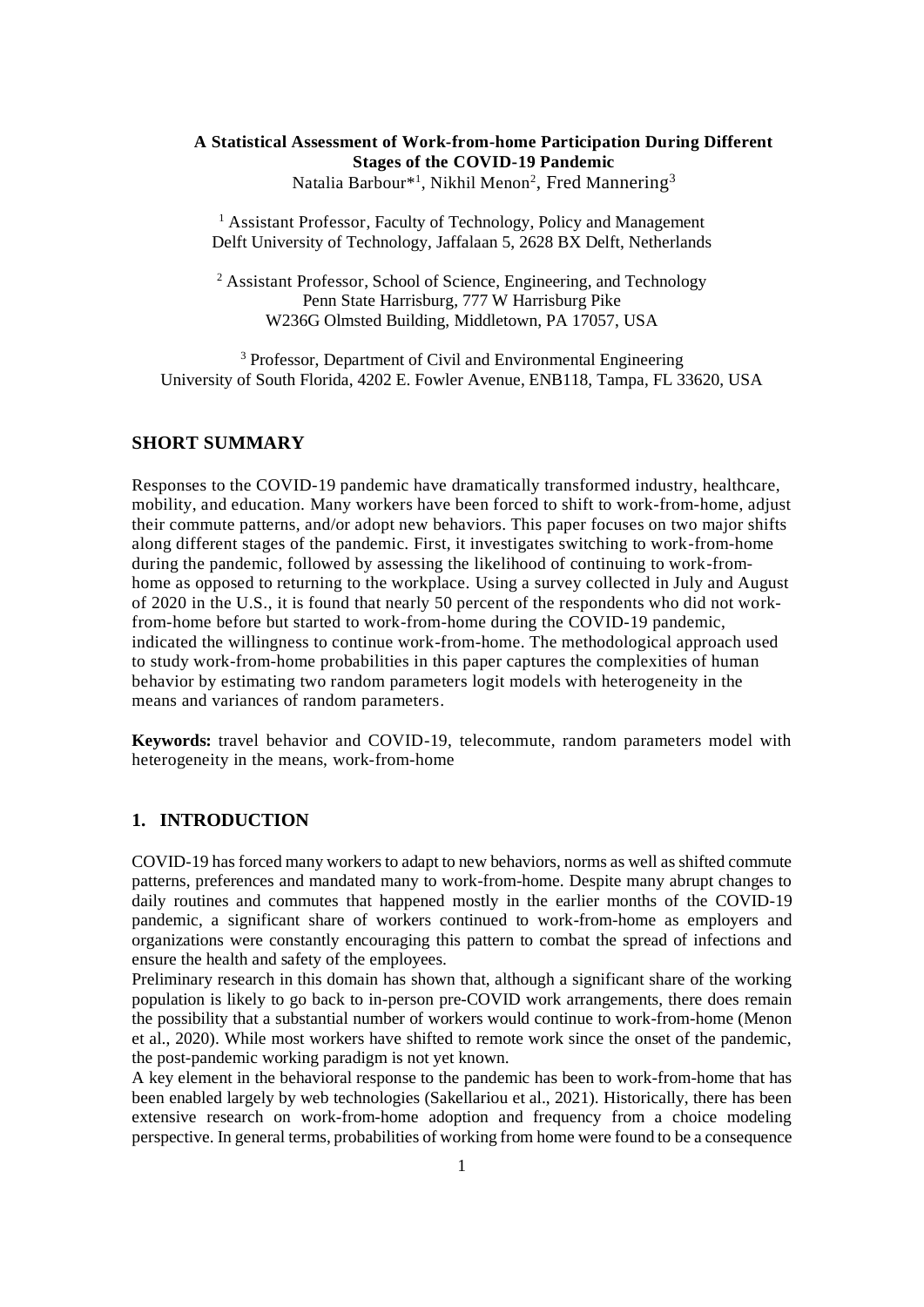# A Statistical Assessment of Work-from-home Participation During Different Stages of the COVID-19 Pandemic

Natalia Barbour*[1], Nikhil Menon[2], Fred Mannering[3]

[1] Assistant Professor, Faculty of Technology, Policy and Management
Delft University of Technology, Jaffalaan 5, 2628 BX Delft, Netherlands

[2] Assistant Professor, School of Science, Engineering, and Technology
Penn State Harrisburg, 777 W Harrisburg Pike
W236G Olmsted Building, Middletown, PA 17057, USA

[3] Professor, Department of Civil and Environmental Engineering
University of South Florida, 4202 E. Fowler Avenue, ENB118, Tampa, FL 33620, USA

## SHORT SUMMARY

Responses to the COVID-19 pandemic have dramatically transformed industry, healthcare, mobility, and education. Many workers have been forced to shift to work-from-home, adjust their commute patterns, and/or adopt new behaviors. This paper focuses on two major shifts along different stages of the pandemic. First, it investigates switching to work-from-home during the pandemic, followed by assessing the likelihood of continuing to work-from-home as opposed to returning to the workplace. Using a survey collected in July and August of 2020 in the U.S., it is found that nearly 50 percent of the respondents who did not work-from-home before but started to work-from-home during the COVID-19 pandemic, indicated the willingness to continue work-from-home. The methodological approach used to study work-from-home probabilities in this paper captures the complexities of human behavior by estimating two random parameters logit models with heterogeneity in the means and variances of random parameters.

**Keywords:** travel behavior and COVID-19, telecommute, random parameters model with heterogeneity in the means, work-from-home

## 1. INTRODUCTION

COVID-19 has forced many workers to adapt to new behaviors, norms as well as shifted commute patterns, preferences and mandated many to work-from-home. Despite many abrupt changes to daily routines and commutes that happened mostly in the earlier months of the COVID-19 pandemic, a significant share of workers continued to work-from-home as employers and organizations were constantly encouraging this pattern to combat the spread of infections and ensure the health and safety of the employees.

Preliminary research in this domain has shown that, although a significant share of the working population is likely to go back to in-person pre-COVID work arrangements, there does remain the possibility that a substantial number of workers would continue to work-from-home (Menon et al., 2020). While most workers have shifted to remote work since the onset of the pandemic, the post-pandemic working paradigm is not yet known.

A key element in the behavioral response to the pandemic has been to work-from-home that has been enabled largely by web technologies (Sakellariou et al., 2021). Historically, there has been extensive research on work-from-home adoption and frequency from a choice modeling perspective. In general terms, probabilities of working from home were found to be a consequence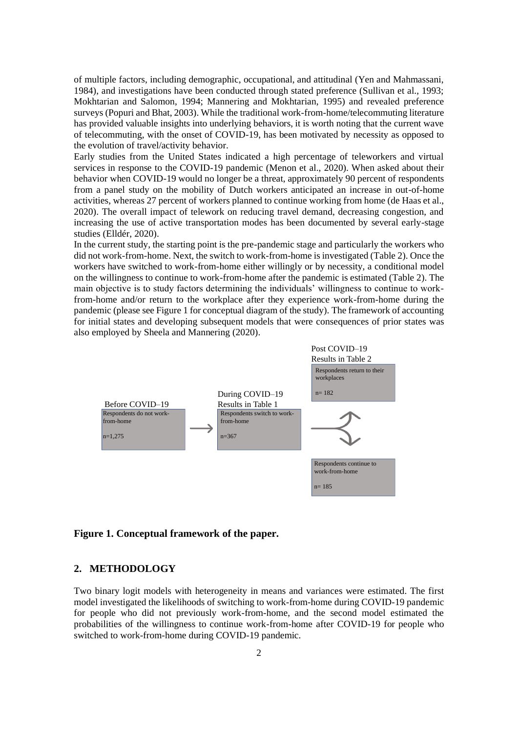of multiple factors, including demographic, occupational, and attitudinal (Yen and Mahmassani, 1984), and investigations have been conducted through stated preference (Sullivan et al., 1993; Mokhtarian and Salomon, 1994; Mannering and Mokhtarian, 1995) and revealed preference surveys (Popuri and Bhat, 2003). While the traditional work-from-home/telecommuting literature has provided valuable insights into underlying behaviors, it is worth noting that the current wave of telecommuting, with the onset of COVID-19, has been motivated by necessity as opposed to the evolution of travel/activity behavior.

Early studies from the United States indicated a high percentage of teleworkers and virtual services in response to the COVID-19 pandemic (Menon et al., 2020). When asked about their behavior when COVID-19 would no longer be a threat, approximately 90 percent of respondents from a panel study on the mobility of Dutch workers anticipated an increase in out-of-home activities, whereas 27 percent of workers planned to continue working from home (de Haas et al., 2020). The overall impact of telework on reducing travel demand, decreasing congestion, and increasing the use of active transportation modes has been documented by several early-stage studies (Elldér, 2020).

In the current study, the starting point is the pre-pandemic stage and particularly the workers who did not work-from-home. Next, the switch to work-from-home is investigated (Table 2). Once the workers have switched to work-from-home either willingly or by necessity, a conditional model on the willingness to continue to work-from-home after the pandemic is estimated (Table 2). The main objective is to study factors determining the individuals' willingness to continue to work-from-home and/or return to the workplace after they experience work-from-home during the pandemic (please see Figure 1 for conceptual diagram of the study). The framework of accounting for initial states and developing subsequent models that were consequences of prior states was also employed by Sheela and Mannering (2020).

Before COVID–19: Respondents do not work-from-home, n=1,275

During COVID–19 (Results in Table 1): Respondents switch to work-from-home, n=367

Post COVID–19 (Results in Table 2): Respondents return to their workplaces, n= 182; Respondents continue to work-from-home, n= 185

**Figure 1. Conceptual framework of the paper.**

## 2. METHODOLOGY

Two binary logit models with heterogeneity in means and variances were estimated. The first model investigated the likelihoods of switching to work-from-home during COVID-19 pandemic for people who did not previously work-from-home, and the second model estimated the probabilities of the willingness to continue work-from-home after COVID-19 for people who switched to work-from-home during COVID-19 pandemic.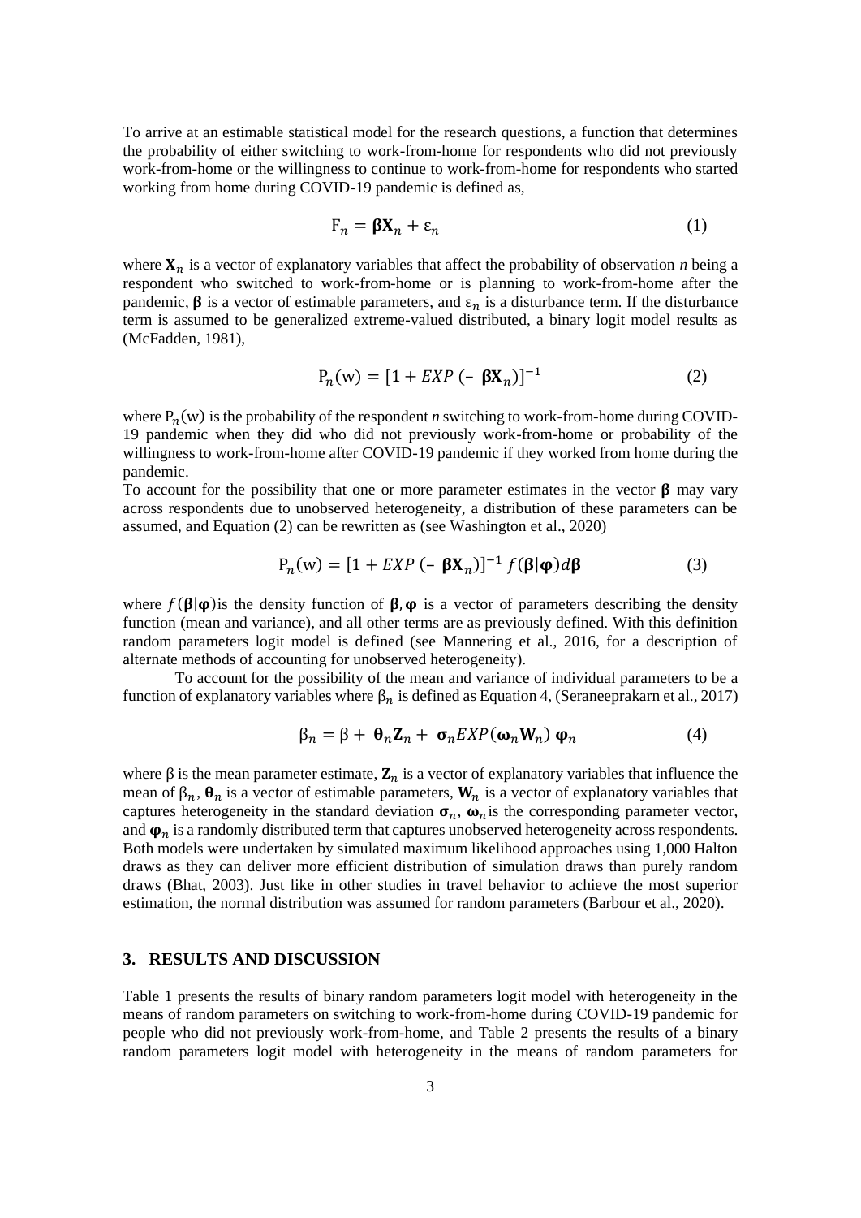To arrive at an estimable statistical model for the research questions, a function that determines the probability of either switching to work-from-home for respondents who did not previously work-from-home or the willingness to continue to work-from-home for respondents who started working from home during COVID-19 pandemic is defined as,

$$\mathrm{F}_n = \boldsymbol{\beta}\mathbf{X}_n + \varepsilon_n \tag{1}$$

where $\mathbf{X}_n$ is a vector of explanatory variables that affect the probability of observation *n* being a respondent who switched to work-from-home or is planning to work-from-home after the pandemic, $\boldsymbol{\beta}$ is a vector of estimable parameters, and $\varepsilon_n$ is a disturbance term. If the disturbance term is assumed to be generalized extreme-valued distributed, a binary logit model results as (McFadden, 1981),

$$\mathrm{P}_n(\mathrm{w}) = [1 + EXP\,(-\ \boldsymbol{\beta}\mathbf{X}_n)]^{-1} \tag{2}$$

where $\mathrm{P}_n(\mathrm{w})$ is the probability of the respondent *n* switching to work-from-home during COVID-19 pandemic when they did who did not previously work-from-home or probability of the willingness to work-from-home after COVID-19 pandemic if they worked from home during the pandemic.

To account for the possibility that one or more parameter estimates in the vector $\boldsymbol{\beta}$ may vary across respondents due to unobserved heterogeneity, a distribution of these parameters can be assumed, and Equation (2) can be rewritten as (see Washington et al., 2020)

$$\mathrm{P}_n(\mathrm{w}) = [1 + EXP\,(-\ \boldsymbol{\beta}\mathbf{X}_n)]^{-1}\, f(\boldsymbol{\beta}|\boldsymbol{\varphi})d\boldsymbol{\beta} \tag{3}$$

where $f(\boldsymbol{\beta}|\boldsymbol{\varphi})$is the density function of $\boldsymbol{\beta}, \boldsymbol{\varphi}$ is a vector of parameters describing the density function (mean and variance), and all other terms are as previously defined. With this definition random parameters logit model is defined (see Mannering et al., 2016, for a description of alternate methods of accounting for unobserved heterogeneity).

To account for the possibility of the mean and variance of individual parameters to be a function of explanatory variables where $\beta_n$ is defined as Equation 4, (Seraneeprakarn et al., 2017)

$$\beta_n = \beta + \boldsymbol{\theta}_n\mathbf{Z}_n + \boldsymbol{\sigma}_n EXP(\boldsymbol{\omega}_n\mathbf{W}_n)\,\boldsymbol{\varphi}_n \tag{4}$$

where $\beta$ is the mean parameter estimate, $\mathbf{Z}_n$ is a vector of explanatory variables that influence the mean of $\beta_n$, $\boldsymbol{\theta}_n$ is a vector of estimable parameters, $\mathbf{W}_n$ is a vector of explanatory variables that captures heterogeneity in the standard deviation $\boldsymbol{\sigma}_n$, $\boldsymbol{\omega}_n$ is the corresponding parameter vector, and $\boldsymbol{\varphi}_n$ is a randomly distributed term that captures unobserved heterogeneity across respondents. Both models were undertaken by simulated maximum likelihood approaches using 1,000 Halton draws as they can deliver more efficient distribution of simulation draws than purely random draws (Bhat, 2003). Just like in other studies in travel behavior to achieve the most superior estimation, the normal distribution was assumed for random parameters (Barbour et al., 2020).

## 3. RESULTS AND DISCUSSION

Table 1 presents the results of binary random parameters logit model with heterogeneity in the means of random parameters on switching to work-from-home during COVID-19 pandemic for people who did not previously work-from-home, and Table 2 presents the results of a binary random parameters logit model with heterogeneity in the means of random parameters for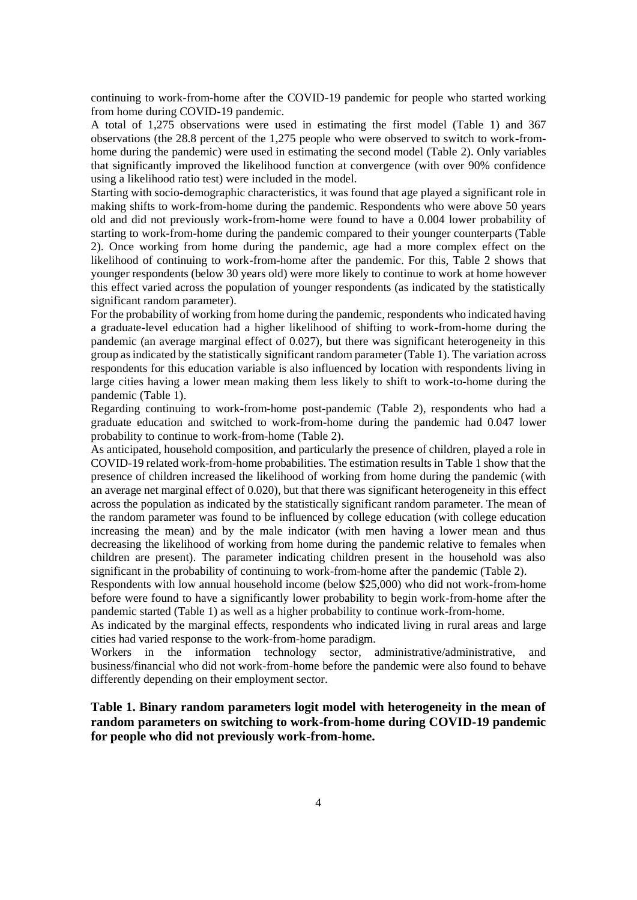continuing to work-from-home after the COVID-19 pandemic for people who started working from home during COVID-19 pandemic.

A total of 1,275 observations were used in estimating the first model (Table 1) and 367 observations (the 28.8 percent of the 1,275 people who were observed to switch to work-from-home during the pandemic) were used in estimating the second model (Table 2). Only variables that significantly improved the likelihood function at convergence (with over 90% confidence using a likelihood ratio test) were included in the model.

Starting with socio-demographic characteristics, it was found that age played a significant role in making shifts to work-from-home during the pandemic. Respondents who were above 50 years old and did not previously work-from-home were found to have a 0.004 lower probability of starting to work-from-home during the pandemic compared to their younger counterparts (Table 2). Once working from home during the pandemic, age had a more complex effect on the likelihood of continuing to work-from-home after the pandemic. For this, Table 2 shows that younger respondents (below 30 years old) were more likely to continue to work at home however this effect varied across the population of younger respondents (as indicated by the statistically significant random parameter).

For the probability of working from home during the pandemic, respondents who indicated having a graduate-level education had a higher likelihood of shifting to work-from-home during the pandemic (an average marginal effect of 0.027), but there was significant heterogeneity in this group as indicated by the statistically significant random parameter (Table 1). The variation across respondents for this education variable is also influenced by location with respondents living in large cities having a lower mean making them less likely to shift to work-to-home during the pandemic (Table 1).

Regarding continuing to work-from-home post-pandemic (Table 2), respondents who had a graduate education and switched to work-from-home during the pandemic had 0.047 lower probability to continue to work-from-home (Table 2).

As anticipated, household composition, and particularly the presence of children, played a role in COVID-19 related work-from-home probabilities. The estimation results in Table 1 show that the presence of children increased the likelihood of working from home during the pandemic (with an average net marginal effect of 0.020), but that there was significant heterogeneity in this effect across the population as indicated by the statistically significant random parameter. The mean of the random parameter was found to be influenced by college education (with college education increasing the mean) and by the male indicator (with men having a lower mean and thus decreasing the likelihood of working from home during the pandemic relative to females when children are present). The parameter indicating children present in the household was also significant in the probability of continuing to work-from-home after the pandemic (Table 2).

Respondents with low annual household income (below $25,000) who did not work-from-home before were found to have a significantly lower probability to begin work-from-home after the pandemic started (Table 1) as well as a higher probability to continue work-from-home.

As indicated by the marginal effects, respondents who indicated living in rural areas and large cities had varied response to the work-from-home paradigm.

Workers in the information technology sector, administrative/administrative, and business/financial who did not work-from-home before the pandemic were also found to behave differently depending on their employment sector.

**Table 1. Binary random parameters logit model with heterogeneity in the mean of random parameters on switching to work-from-home during COVID-19 pandemic for people who did not previously work-from-home.**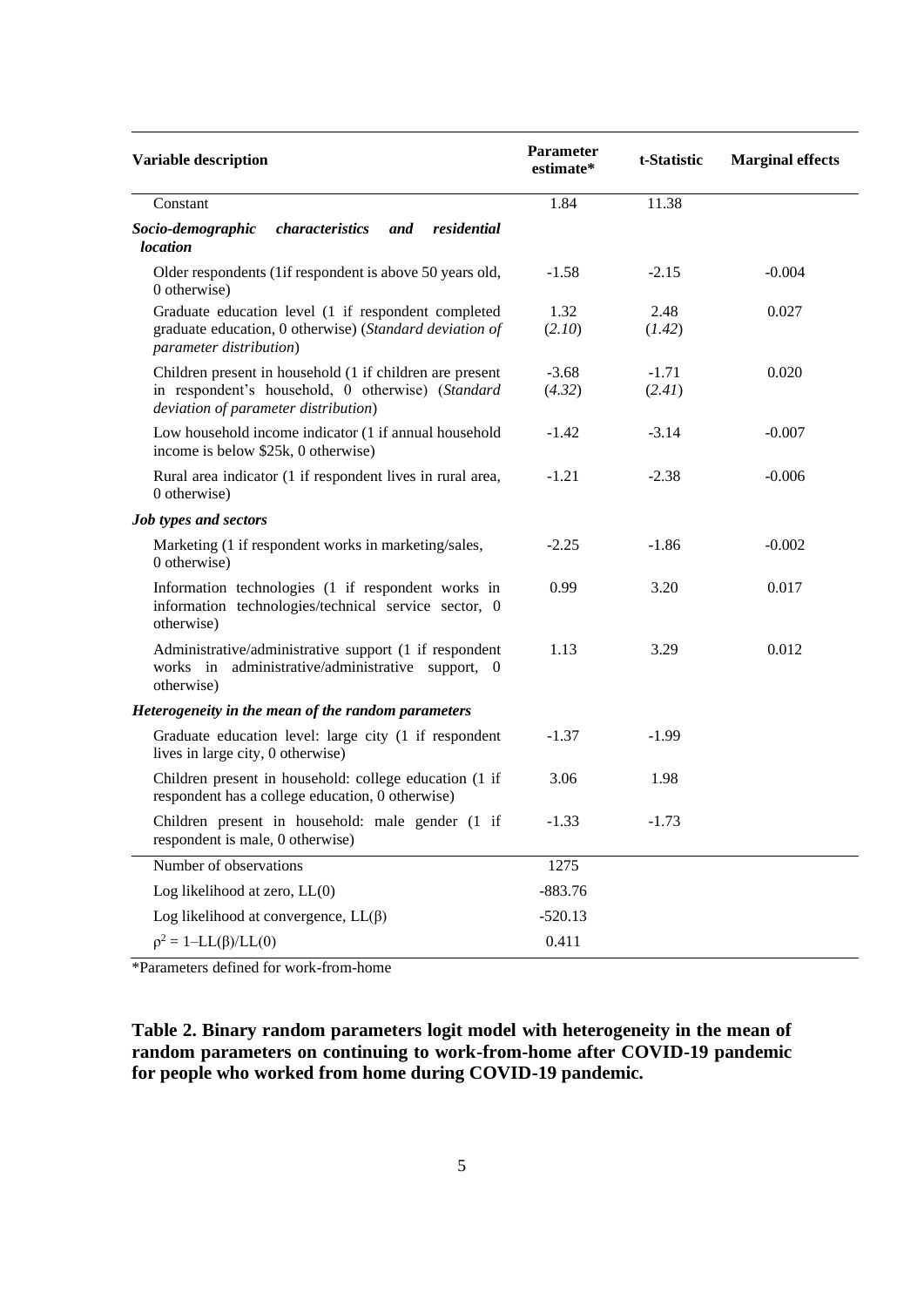| Variable description | Parameter estimate* | t-Statistic | Marginal effects |
|---|---|---|---|
| Constant | 1.84 | 11.38 | |
| ***Socio-demographic characteristics and residential location*** | | | |
| Older respondents (1if respondent is above 50 years old, 0 otherwise) | -1.58 | -2.15 | -0.004 |
| Graduate education level (1 if respondent completed graduate education, 0 otherwise) (*Standard deviation of parameter distribution*) | 1.32 (*2.10*) | 2.48 (*1.42*) | 0.027 |
| Children present in household (1 if children are present in respondent's household, 0 otherwise) (*Standard deviation of parameter distribution*) | -3.68 (*4.32*) | -1.71 (*2.41*) | 0.020 |
| Low household income indicator (1 if annual household income is below $25k, 0 otherwise) | -1.42 | -3.14 | -0.007 |
| Rural area indicator (1 if respondent lives in rural area, 0 otherwise) | -1.21 | -2.38 | -0.006 |
| ***Job types and sectors*** | | | |
| Marketing (1 if respondent works in marketing/sales, 0 otherwise) | -2.25 | -1.86 | -0.002 |
| Information technologies (1 if respondent works in information technologies/technical service sector, 0 otherwise) | 0.99 | 3.20 | 0.017 |
| Administrative/administrative support (1 if respondent works in administrative/administrative support, 0 otherwise) | 1.13 | 3.29 | 0.012 |
| ***Heterogeneity in the mean of the random parameters*** | | | |
| Graduate education level: large city (1 if respondent lives in large city, 0 otherwise) | -1.37 | -1.99 | |
| Children present in household: college education (1 if respondent has a college education, 0 otherwise) | 3.06 | 1.98 | |
| Children present in household: male gender (1 if respondent is male, 0 otherwise) | -1.33 | -1.73 | |
| Number of observations | 1275 | | |
| Log likelihood at zero, LL(0) | -883.76 | | |
| Log likelihood at convergence, LL(β) | -520.13 | | |
| $\rho^2 = 1–LL(\beta)/LL(0)$ | 0.411 | | |

*Parameters defined for work-from-home

**Table 2. Binary random parameters logit model with heterogeneity in the mean of random parameters on continuing to work-from-home after COVID-19 pandemic for people who worked from home during COVID-19 pandemic.**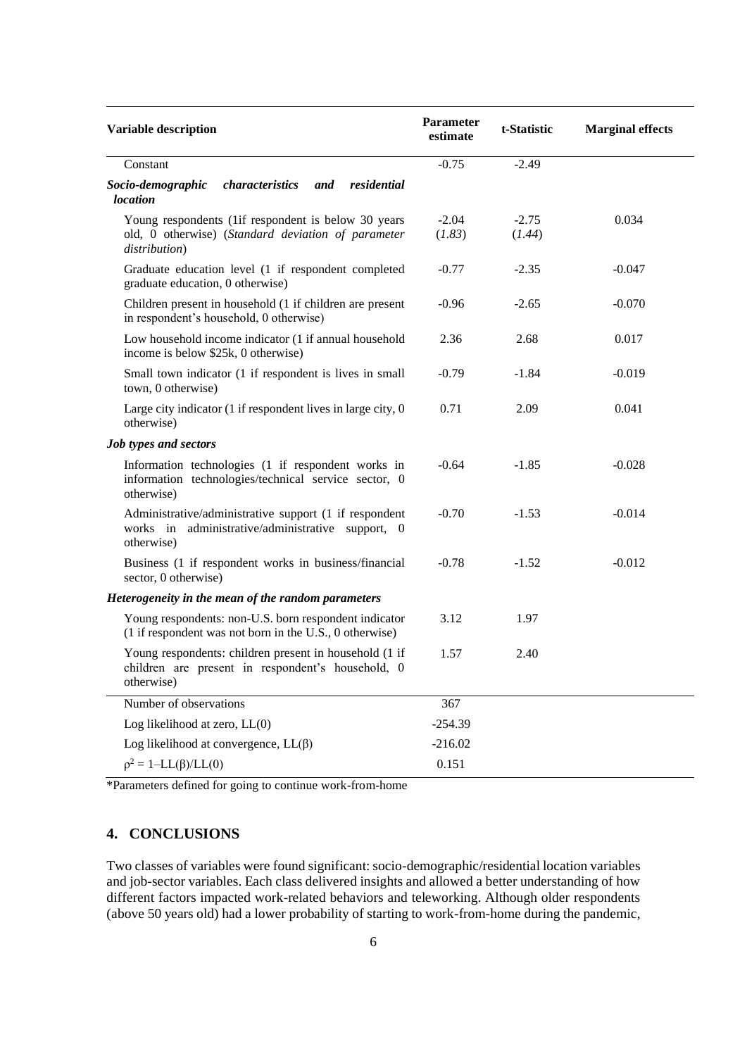| Variable description | Parameter estimate | t-Statistic | Marginal effects |
|---|---|---|---|
| Constant | -0.75 | -2.49 | |
| ***Socio-demographic characteristics and residential location*** | | | |
| Young respondents (1if respondent is below 30 years old, 0 otherwise) (*Standard deviation of parameter distribution*) | -2.04 (*1.83*) | -2.75 (*1.44*) | 0.034 |
| Graduate education level (1 if respondent completed graduate education, 0 otherwise) | -0.77 | -2.35 | -0.047 |
| Children present in household (1 if children are present in respondent's household, 0 otherwise) | -0.96 | -2.65 | -0.070 |
| Low household income indicator (1 if annual household income is below $25k, 0 otherwise) | 2.36 | 2.68 | 0.017 |
| Small town indicator (1 if respondent is lives in small town, 0 otherwise) | -0.79 | -1.84 | -0.019 |
| Large city indicator (1 if respondent lives in large city, 0 otherwise) | 0.71 | 2.09 | 0.041 |
| ***Job types and sectors*** | | | |
| Information technologies (1 if respondent works in information technologies/technical service sector, 0 otherwise) | -0.64 | -1.85 | -0.028 |
| Administrative/administrative support (1 if respondent works in administrative/administrative support, 0 otherwise) | -0.70 | -1.53 | -0.014 |
| Business (1 if respondent works in business/financial sector, 0 otherwise) | -0.78 | -1.52 | -0.012 |
| ***Heterogeneity in the mean of the random parameters*** | | | |
| Young respondents: non-U.S. born respondent indicator (1 if respondent was not born in the U.S., 0 otherwise) | 3.12 | 1.97 | |
| Young respondents: children present in household (1 if children are present in respondent's household, 0 otherwise) | 1.57 | 2.40 | |
| Number of observations | 367 | | |
| Log likelihood at zero, LL(0) | -254.39 | | |
| Log likelihood at convergence, LL(β) | -216.02 | | |
| $\rho^2 = 1 - LL(\beta)/LL(0)$ | 0.151 | | |

*Parameters defined for going to continue work-from-home

## 4. CONCLUSIONS

Two classes of variables were found significant: socio-demographic/residential location variables and job-sector variables. Each class delivered insights and allowed a better understanding of how different factors impacted work-related behaviors and teleworking. Although older respondents (above 50 years old) had a lower probability of starting to work-from-home during the pandemic,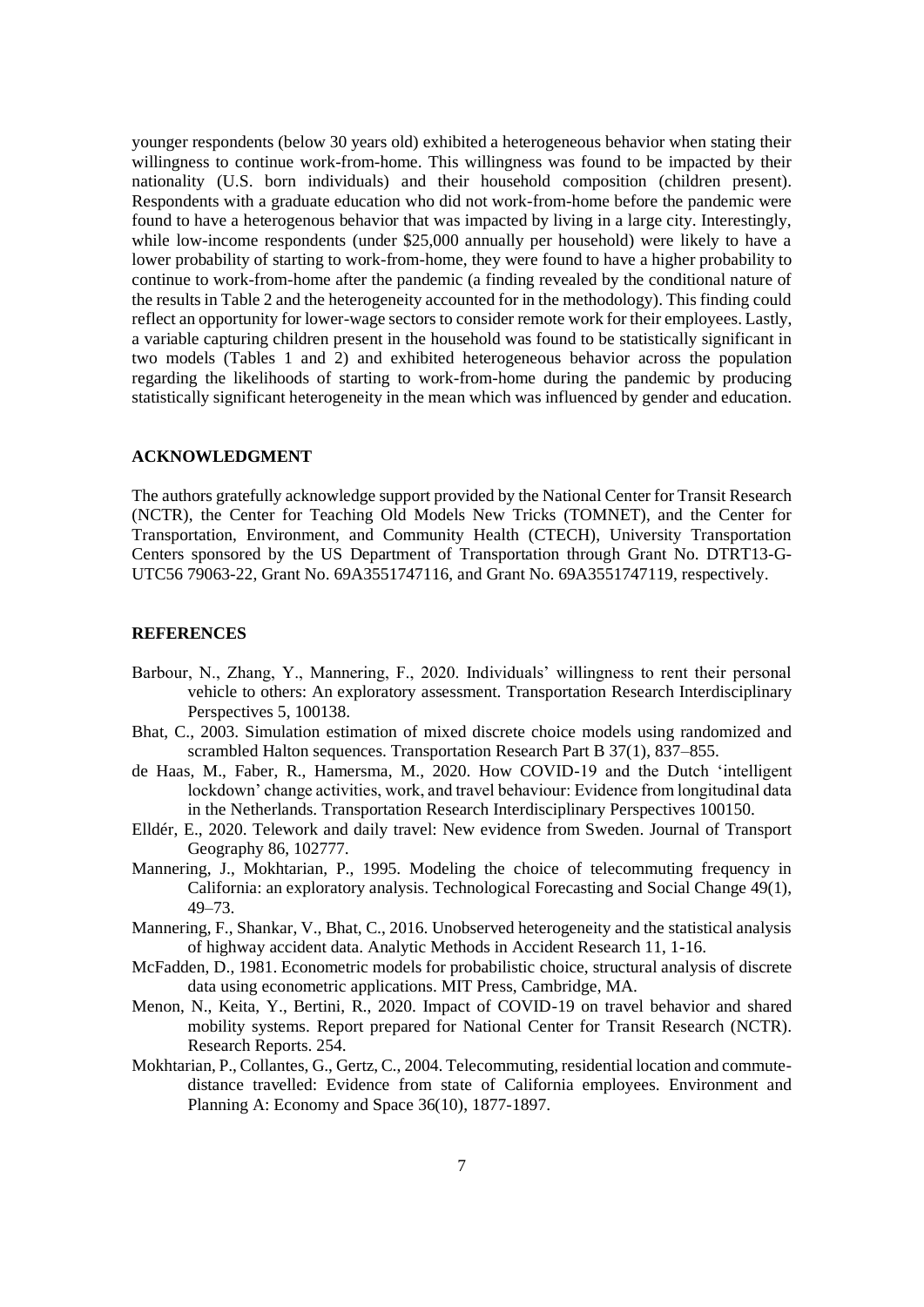younger respondents (below 30 years old) exhibited a heterogeneous behavior when stating their willingness to continue work-from-home. This willingness was found to be impacted by their nationality (U.S. born individuals) and their household composition (children present). Respondents with a graduate education who did not work-from-home before the pandemic were found to have a heterogenous behavior that was impacted by living in a large city. Interestingly, while low-income respondents (under $25,000 annually per household) were likely to have a lower probability of starting to work-from-home, they were found to have a higher probability to continue to work-from-home after the pandemic (a finding revealed by the conditional nature of the results in Table 2 and the heterogeneity accounted for in the methodology). This finding could reflect an opportunity for lower-wage sectors to consider remote work for their employees. Lastly, a variable capturing children present in the household was found to be statistically significant in two models (Tables 1 and 2) and exhibited heterogeneous behavior across the population regarding the likelihoods of starting to work-from-home during the pandemic by producing statistically significant heterogeneity in the mean which was influenced by gender and education.

## ACKNOWLEDGMENT

The authors gratefully acknowledge support provided by the National Center for Transit Research (NCTR), the Center for Teaching Old Models New Tricks (TOMNET), and the Center for Transportation, Environment, and Community Health (CTECH), University Transportation Centers sponsored by the US Department of Transportation through Grant No. DTRT13-G-UTC56 79063-22, Grant No. 69A3551747116, and Grant No. 69A3551747119, respectively.

## REFERENCES

- Barbour, N., Zhang, Y., Mannering, F., 2020. Individuals' willingness to rent their personal vehicle to others: An exploratory assessment. Transportation Research Interdisciplinary Perspectives 5, 100138.
- Bhat, C., 2003. Simulation estimation of mixed discrete choice models using randomized and scrambled Halton sequences. Transportation Research Part B 37(1), 837–855.
- de Haas, M., Faber, R., Hamersma, M., 2020. How COVID-19 and the Dutch 'intelligent lockdown' change activities, work, and travel behaviour: Evidence from longitudinal data in the Netherlands. Transportation Research Interdisciplinary Perspectives 100150.
- Elldér, E., 2020. Telework and daily travel: New evidence from Sweden. Journal of Transport Geography 86, 102777.
- Mannering, J., Mokhtarian, P., 1995. Modeling the choice of telecommuting frequency in California: an exploratory analysis. Technological Forecasting and Social Change 49(1), 49–73.
- Mannering, F., Shankar, V., Bhat, C., 2016. Unobserved heterogeneity and the statistical analysis of highway accident data. Analytic Methods in Accident Research 11, 1-16.
- McFadden, D., 1981. Econometric models for probabilistic choice, structural analysis of discrete data using econometric applications. MIT Press, Cambridge, MA.
- Menon, N., Keita, Y., Bertini, R., 2020. Impact of COVID-19 on travel behavior and shared mobility systems. Report prepared for National Center for Transit Research (NCTR). Research Reports. 254.
- Mokhtarian, P., Collantes, G., Gertz, C., 2004. Telecommuting, residential location and commute-distance travelled: Evidence from state of California employees. Environment and Planning A: Economy and Space 36(10), 1877-1897.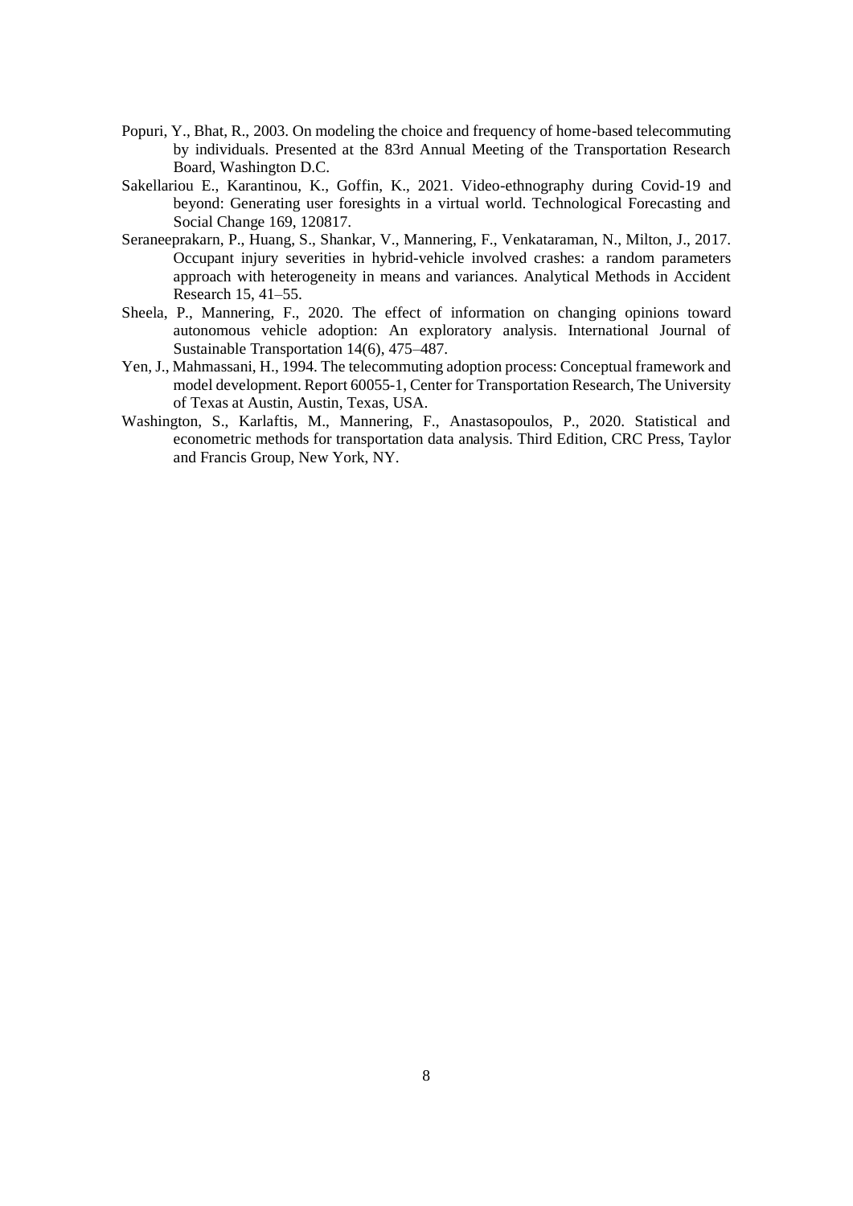Popuri, Y., Bhat, R., 2003. On modeling the choice and frequency of home-based telecommuting by individuals. Presented at the 83rd Annual Meeting of the Transportation Research Board, Washington D.C.

Sakellariou E., Karantinou, K., Goffin, K., 2021. Video-ethnography during Covid-19 and beyond: Generating user foresights in a virtual world. Technological Forecasting and Social Change 169, 120817.

Seraneeprakarn, P., Huang, S., Shankar, V., Mannering, F., Venkataraman, N., Milton, J., 2017. Occupant injury severities in hybrid-vehicle involved crashes: a random parameters approach with heterogeneity in means and variances. Analytical Methods in Accident Research 15, 41–55.

Sheela, P., Mannering, F., 2020. The effect of information on changing opinions toward autonomous vehicle adoption: An exploratory analysis. International Journal of Sustainable Transportation 14(6), 475–487.

Yen, J., Mahmassani, H., 1994. The telecommuting adoption process: Conceptual framework and model development. Report 60055-1, Center for Transportation Research, The University of Texas at Austin, Austin, Texas, USA.

Washington, S., Karlaftis, M., Mannering, F., Anastasopoulos, P., 2020. Statistical and econometric methods for transportation data analysis. Third Edition, CRC Press, Taylor and Francis Group, New York, NY.